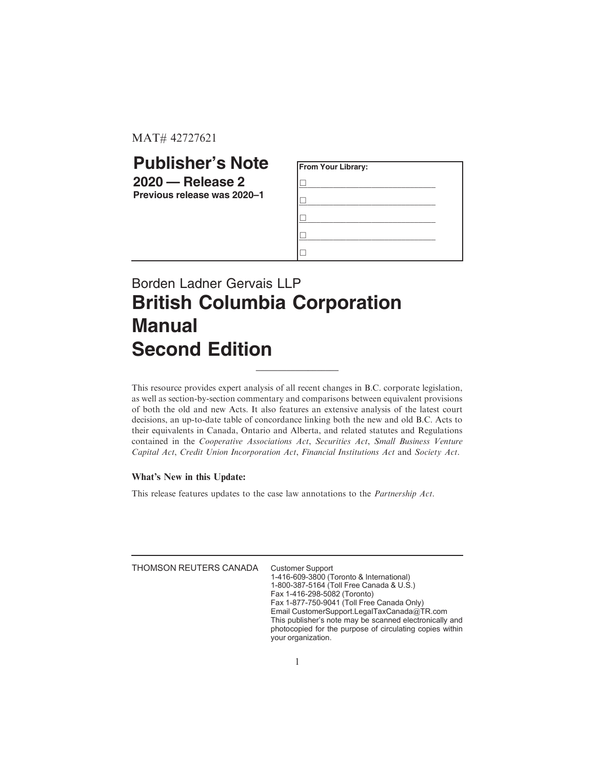MAT# 42727621

# Publisher's Note

## 2020 — Release 2

**Previous release was 2020–1**

| From Your Library: |
| --- |
| ☐ |
| ☐ |
| ☐ |
| ☐ |
| ☐ |

Borden Ladner Gervais LLP

# British Columbia Corporation Manual Second Edition

This resource provides expert analysis of all recent changes in B.C. corporate legislation, as well as section-by-section commentary and comparisons between equivalent provisions of both the old and new Acts. It also features an extensive analysis of the latest court decisions, an up-to-date table of concordance linking both the new and old B.C. Acts to their equivalents in Canada, Ontario and Alberta, and related statutes and Regulations contained in the *Cooperative Associations Act*, *Securities Act*, *Small Business Venture Capital Act*, *Credit Union Incorporation Act*, *Financial Institutions Act* and *Society Act*.

**What's New in this Update:**

This release features updates to the case law annotations to the *Partnership Act*.

THOMSON REUTERS CANADA

Customer Support
1-416-609-3800 (Toronto & International)
1-800-387-5164 (Toll Free Canada & U.S.)
Fax 1-416-298-5082 (Toronto)
Fax 1-877-750-9041 (Toll Free Canada Only)
Email CustomerSupport.LegalTaxCanada@TR.com
This publisher's note may be scanned electronically and photocopied for the purpose of circulating copies within your organization.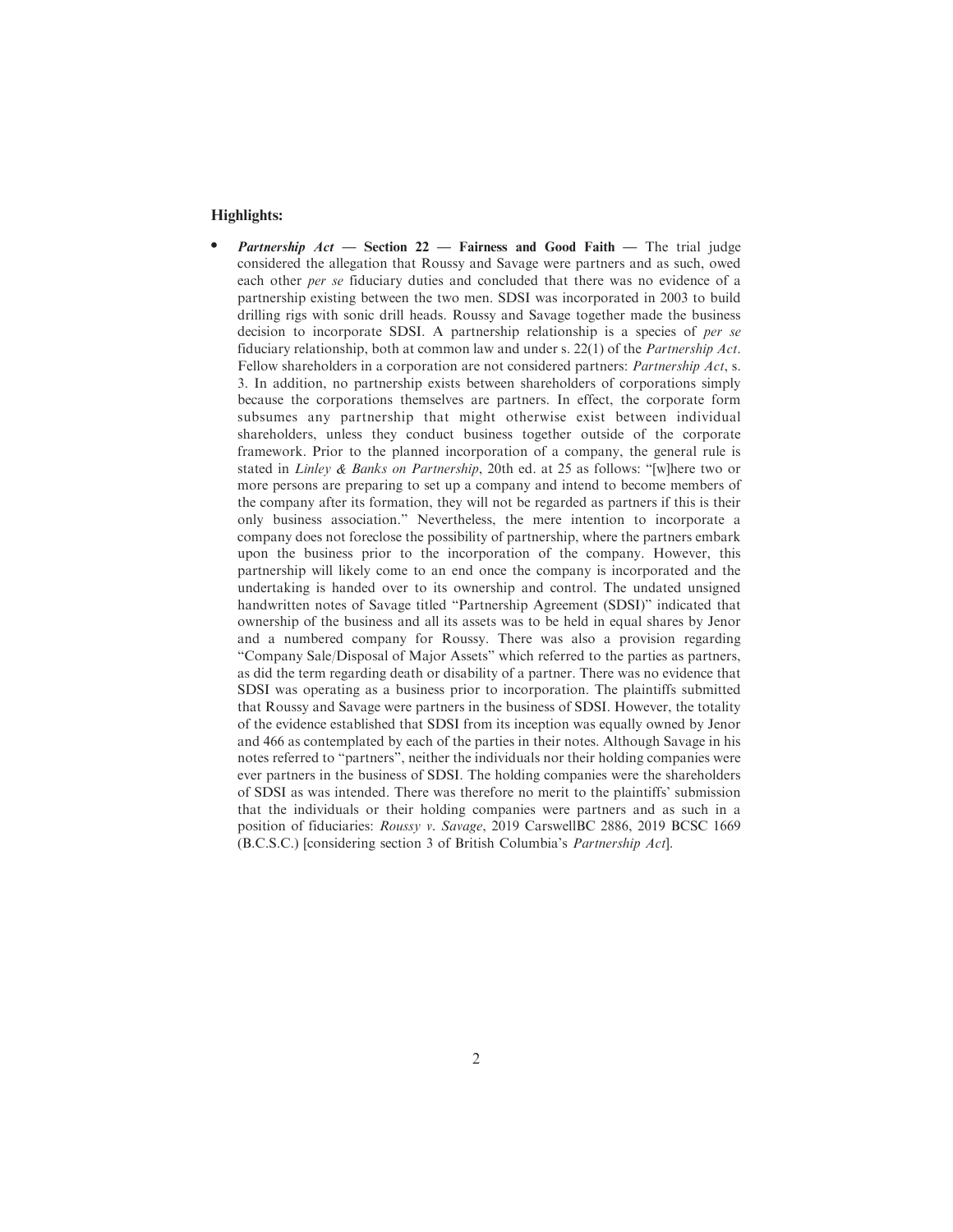**Highlights:**

- ***Partnership Act* — Section 22 — Fairness and Good Faith —** The trial judge considered the allegation that Roussy and Savage were partners and as such, owed each other *per se* fiduciary duties and concluded that there was no evidence of a partnership existing between the two men. SDSI was incorporated in 2003 to build drilling rigs with sonic drill heads. Roussy and Savage together made the business decision to incorporate SDSI. A partnership relationship is a species of *per se* fiduciary relationship, both at common law and under s. 22(1) of the *Partnership Act*. Fellow shareholders in a corporation are not considered partners: *Partnership Act*, s. 3. In addition, no partnership exists between shareholders of corporations simply because the corporations themselves are partners. In effect, the corporate form subsumes any partnership that might otherwise exist between individual shareholders, unless they conduct business together outside of the corporate framework. Prior to the planned incorporation of a company, the general rule is stated in *Linley & Banks on Partnership*, 20th ed. at 25 as follows: "[w]here two or more persons are preparing to set up a company and intend to become members of the company after its formation, they will not be regarded as partners if this is their only business association." Nevertheless, the mere intention to incorporate a company does not foreclose the possibility of partnership, where the partners embark upon the business prior to the incorporation of the company. However, this partnership will likely come to an end once the company is incorporated and the undertaking is handed over to its ownership and control. The undated unsigned handwritten notes of Savage titled "Partnership Agreement (SDSI)" indicated that ownership of the business and all its assets was to be held in equal shares by Jenor and a numbered company for Roussy. There was also a provision regarding "Company Sale/Disposal of Major Assets" which referred to the parties as partners, as did the term regarding death or disability of a partner. There was no evidence that SDSI was operating as a business prior to incorporation. The plaintiffs submitted that Roussy and Savage were partners in the business of SDSI. However, the totality of the evidence established that SDSI from its inception was equally owned by Jenor and 466 as contemplated by each of the parties in their notes. Although Savage in his notes referred to "partners", neither the individuals nor their holding companies were ever partners in the business of SDSI. The holding companies were the shareholders of SDSI as was intended. There was therefore no merit to the plaintiffs' submission that the individuals or their holding companies were partners and as such in a position of fiduciaries: *Roussy v. Savage*, 2019 CarswellBC 2886, 2019 BCSC 1669 (B.C.S.C.) [considering section 3 of British Columbia's *Partnership Act*].